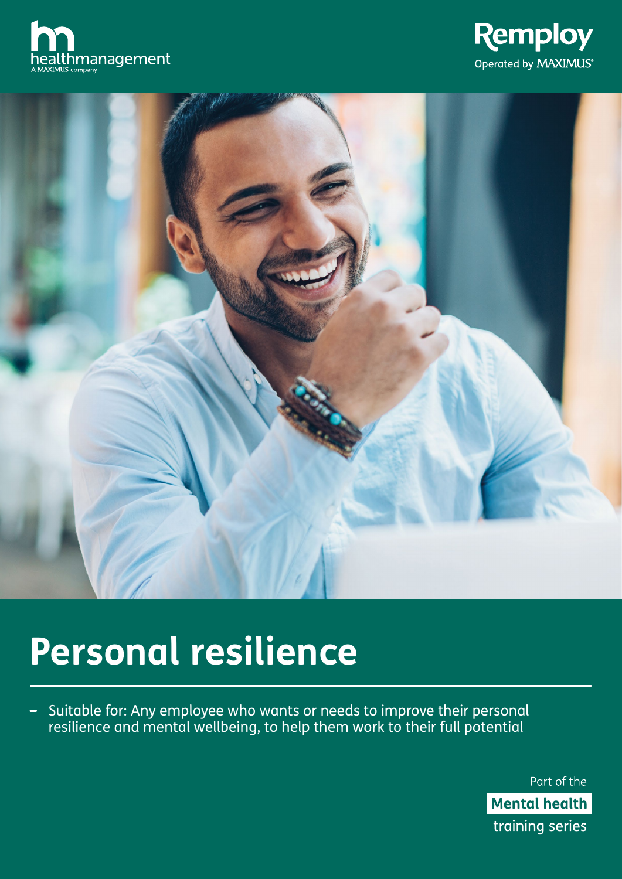healthmanagement
A MAXIMUS company

Remploy
Operated by MAXIMUS

# Personal resilience

- Suitable for: Any employee who wants or needs to improve their personal resilience and mental wellbeing, to help them work to their full potential

Part of the **Mental health** training series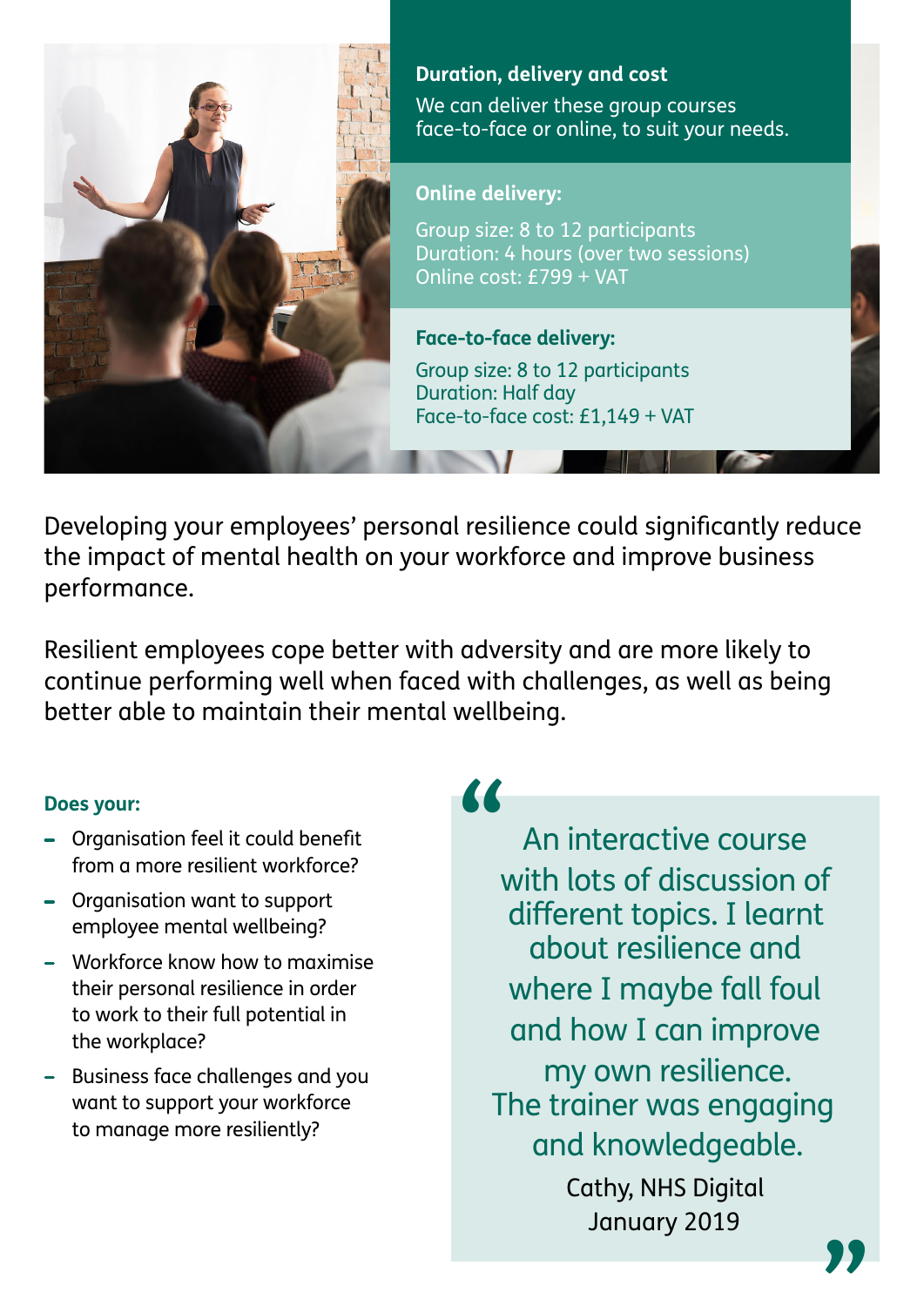### Duration, delivery and cost

We can deliver these group courses face-to-face or online, to suit your needs.

**Online delivery:**

Group size: 8 to 12 participants
Duration: 4 hours (over two sessions)
Online cost: £799 + VAT

**Face-to-face delivery:**

Group size: 8 to 12 participants
Duration: Half day
Face-to-face cost: £1,149 + VAT

Developing your employees' personal resilience could significantly reduce the impact of mental health on your workforce and improve business performance.

Resilient employees cope better with adversity and are more likely to continue performing well when faced with challenges, as well as being better able to maintain their mental wellbeing.

**Does your:**

- Organisation feel it could benefit from a more resilient workforce?
- Organisation want to support employee mental wellbeing?
- Workforce know how to maximise their personal resilience in order to work to their full potential in the workplace?
- Business face challenges and you want to support your workforce to manage more resiliently?

> "An interactive course with lots of discussion of different topics. I learnt about resilience and where I maybe fall foul and how I can improve my own resilience. The trainer was engaging and knowledgeable."
>
> Cathy, NHS Digital
> January 2019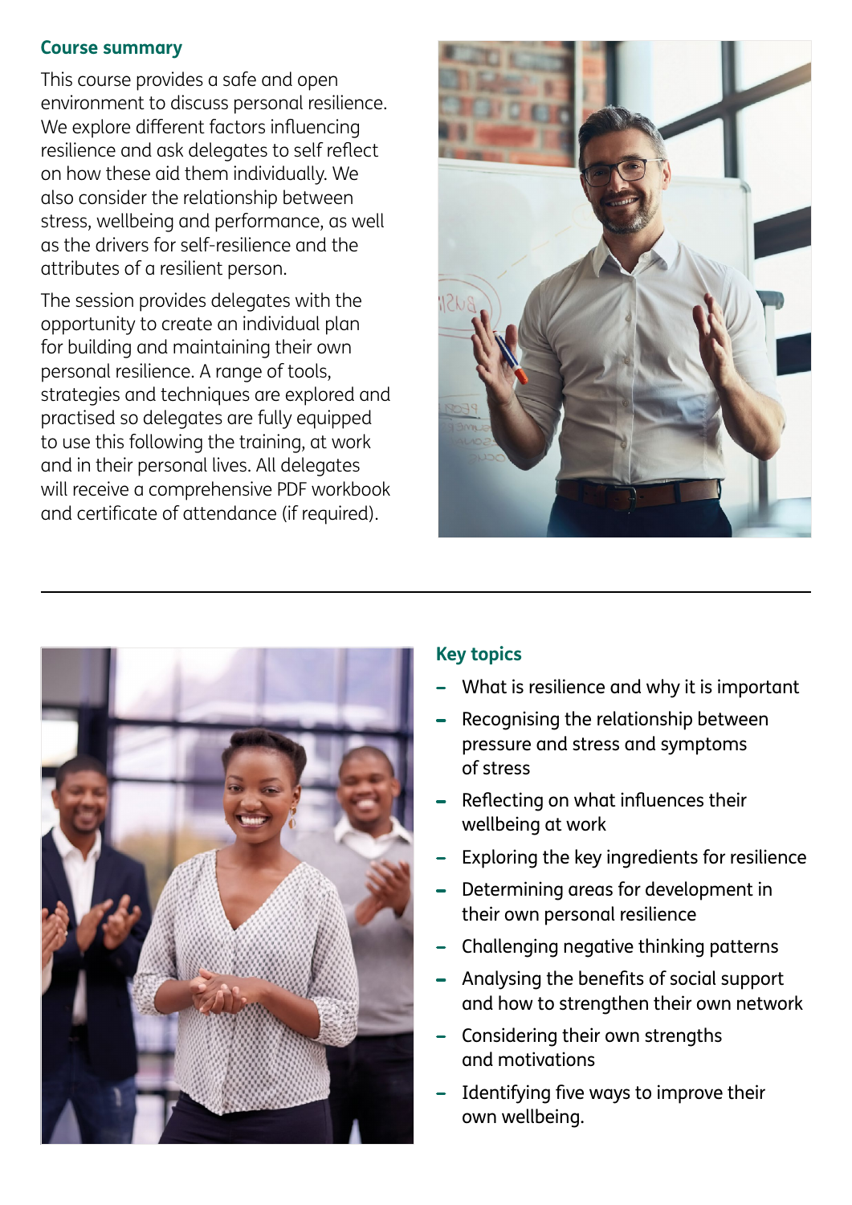## Course summary

This course provides a safe and open environment to discuss personal resilience. We explore different factors influencing resilience and ask delegates to self reflect on how these aid them individually. We also consider the relationship between stress, wellbeing and performance, as well as the drivers for self-resilience and the attributes of a resilient person.

The session provides delegates with the opportunity to create an individual plan for building and maintaining their own personal resilience. A range of tools, strategies and techniques are explored and practised so delegates are fully equipped to use this following the training, at work and in their personal lives. All delegates will receive a comprehensive PDF workbook and certificate of attendance (if required).

## Key topics

- What is resilience and why it is important
- Recognising the relationship between pressure and stress and symptoms of stress
- Reflecting on what influences their wellbeing at work
- Exploring the key ingredients for resilience
- Determining areas for development in their own personal resilience
- Challenging negative thinking patterns
- Analysing the benefits of social support and how to strengthen their own network
- Considering their own strengths and motivations
- Identifying five ways to improve their own wellbeing.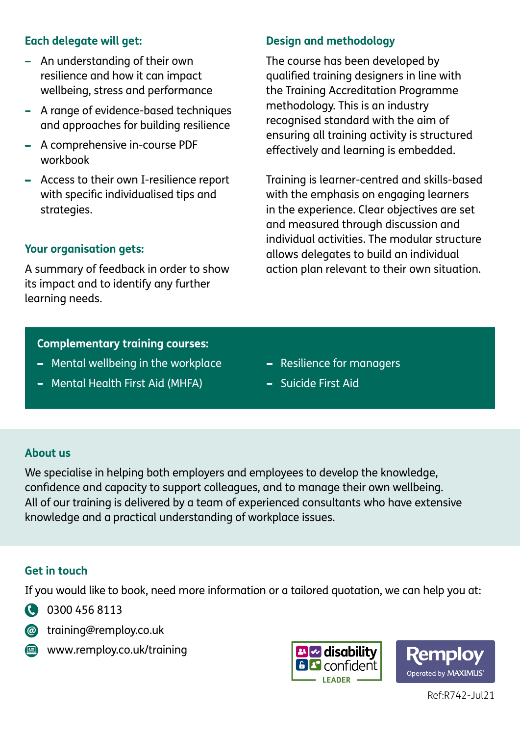## Each delegate will get:

- An understanding of their own resilience and how it can impact wellbeing, stress and performance
- A range of evidence-based techniques and approaches for building resilience
- A comprehensive in-course PDF workbook
- Access to their own I-resilience report with specific individualised tips and strategies.

## Your organisation gets:

A summary of feedback in order to show its impact and to identify any further learning needs.

## Design and methodology

The course has been developed by qualified training designers in line with the Training Accreditation Programme methodology. This is an industry recognised standard with the aim of ensuring all training activity is structured effectively and learning is embedded.

Training is learner-centred and skills-based with the emphasis on engaging learners in the experience. Clear objectives are set and measured through discussion and individual activities. The modular structure allows delegates to build an individual action plan relevant to their own situation.

**Complementary training courses:**

- Mental wellbeing in the workplace
- Mental Health First Aid (MHFA)
- Resilience for managers
- Suicide First Aid

## About us

We specialise in helping both employers and employees to develop the knowledge, confidence and capacity to support colleagues, and to manage their own wellbeing. All of our training is delivered by a team of experienced consultants who have extensive knowledge and a practical understanding of workplace issues.

## Get in touch

If you would like to book, need more information or a tailored quotation, we can help you at:

- 0300 456 8113
- training@remploy.co.uk
- www.remploy.co.uk/training

disability confident LEADER

Remploy Operated by MAXIMUS

Ref:R742-Jul21